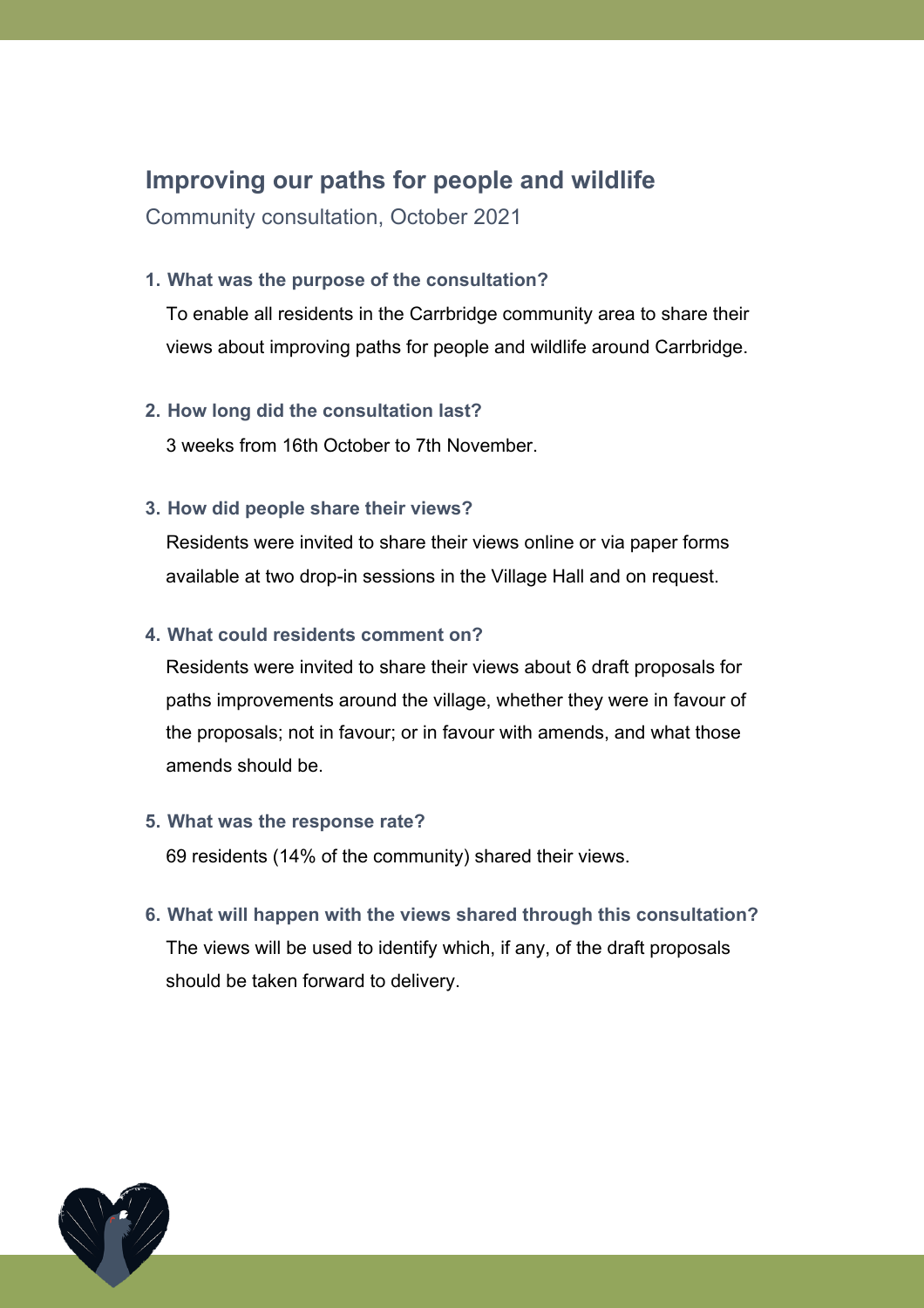# Improving our paths for people and wildlife

Community consultation, October 2021

1. **What was the purpose of the consultation?**

   To enable all residents in the Carrbridge community area to share their views about improving paths for people and wildlife around Carrbridge.

2. **How long did the consultation last?**

   3 weeks from 16th October to 7th November.

3. **How did people share their views?**

   Residents were invited to share their views online or via paper forms available at two drop-in sessions in the Village Hall and on request.

4. **What could residents comment on?**

   Residents were invited to share their views about 6 draft proposals for paths improvements around the village, whether they were in favour of the proposals; not in favour; or in favour with amends, and what those amends should be.

5. **What was the response rate?**

   69 residents (14% of the community) shared their views.

6. **What will happen with the views shared through this consultation?**

   The views will be used to identify which, if any, of the draft proposals should be taken forward to delivery.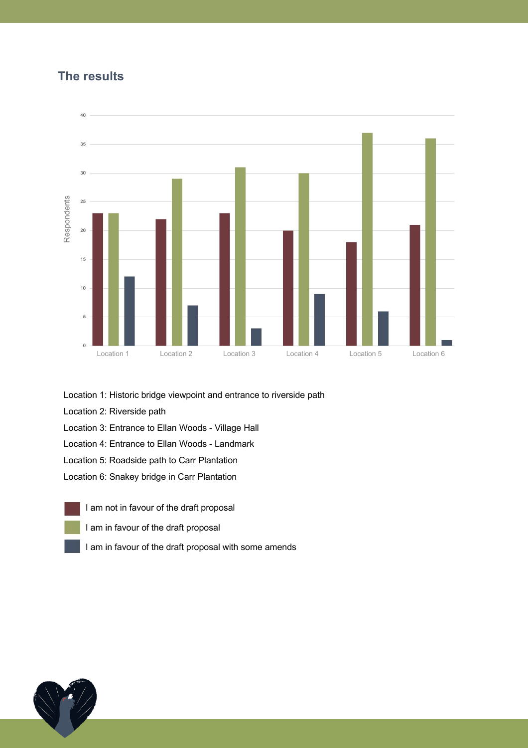## The results

| | I am not in favour of the draft proposal | I am in favour of the draft proposal | I am in favour of the draft proposal with some amends |
|---|---|---|---|
| Location 1 | 23 | 23 | 12 |
| Location 2 | 22 | 29 | 7 |
| Location 3 | 23 | 31 | 3 |
| Location 4 | 20 | 30 | 9 |
| Location 5 | 18 | 37 | 6 |
| Location 6 | 21 | 36 | 1 |

Location 1: Historic bridge viewpoint and entrance to riverside path

Location 2: Riverside path

Location 3: Entrance to Ellan Woods - Village Hall

Location 4: Entrance to Ellan Woods - Landmark

Location 5: Roadside path to Carr Plantation

Location 6: Snakey bridge in Carr Plantation

- I am not in favour of the draft proposal
- I am in favour of the draft proposal
- I am in favour of the draft proposal with some amends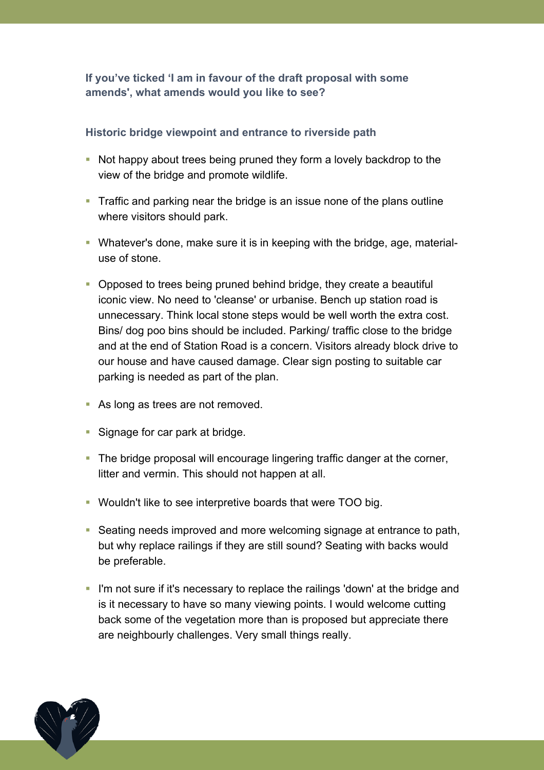### If you've ticked 'I am in favour of the draft proposal with some amends', what amends would you like to see?

#### Historic bridge viewpoint and entrance to riverside path

- Not happy about trees being pruned they form a lovely backdrop to the view of the bridge and promote wildlife.
- Traffic and parking near the bridge is an issue none of the plans outline where visitors should park.
- Whatever's done, make sure it is in keeping with the bridge, age, material-use of stone.
- Opposed to trees being pruned behind bridge, they create a beautiful iconic view. No need to 'cleanse' or urbanise. Bench up station road is unnecessary. Think local stone steps would be well worth the extra cost. Bins/ dog poo bins should be included. Parking/ traffic close to the bridge and at the end of Station Road is a concern. Visitors already block drive to our house and have caused damage. Clear sign posting to suitable car parking is needed as part of the plan.
- As long as trees are not removed.
- Signage for car park at bridge.
- The bridge proposal will encourage lingering traffic danger at the corner, litter and vermin. This should not happen at all.
- Wouldn't like to see interpretive boards that were TOO big.
- Seating needs improved and more welcoming signage at entrance to path, but why replace railings if they are still sound? Seating with backs would be preferable.
- I'm not sure if it's necessary to replace the railings 'down' at the bridge and is it necessary to have so many viewing points. I would welcome cutting back some of the vegetation more than is proposed but appreciate there are neighbourly challenges. Very small things really.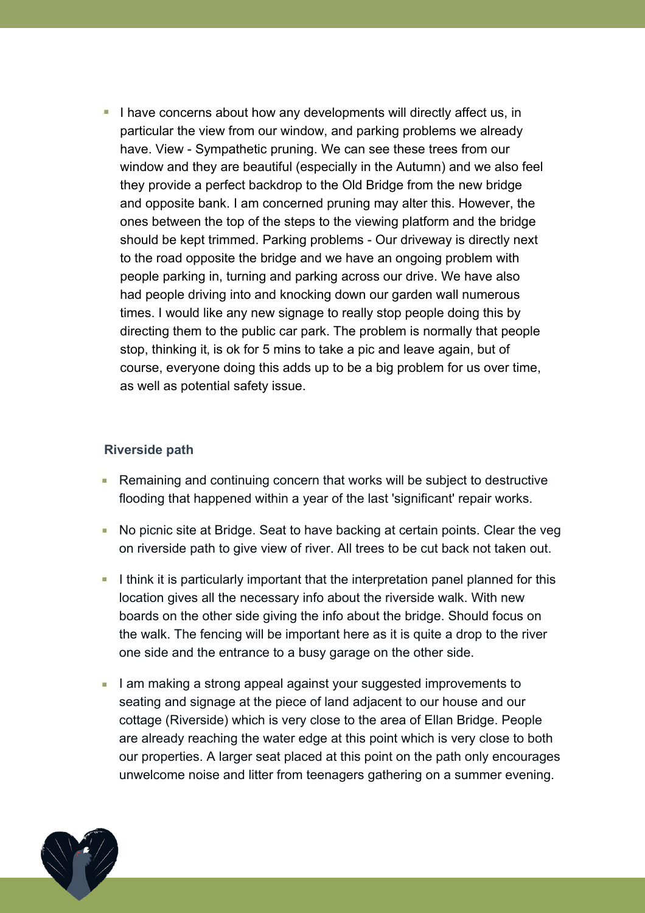- I have concerns about how any developments will directly affect us, in particular the view from our window, and parking problems we already have. View - Sympathetic pruning. We can see these trees from our window and they are beautiful (especially in the Autumn) and we also feel they provide a perfect backdrop to the Old Bridge from the new bridge and opposite bank. I am concerned pruning may alter this. However, the ones between the top of the steps to the viewing platform and the bridge should be kept trimmed. Parking problems - Our driveway is directly next to the road opposite the bridge and we have an ongoing problem with people parking in, turning and parking across our drive. We have also had people driving into and knocking down our garden wall numerous times. I would like any new signage to really stop people doing this by directing them to the public car park. The problem is normally that people stop, thinking it, is ok for 5 mins to take a pic and leave again, but of course, everyone doing this adds up to be a big problem for us over time, as well as potential safety issue.

### Riverside path

- Remaining and continuing concern that works will be subject to destructive flooding that happened within a year of the last 'significant' repair works.
- No picnic site at Bridge. Seat to have backing at certain points. Clear the veg on riverside path to give view of river. All trees to be cut back not taken out.
- I think it is particularly important that the interpretation panel planned for this location gives all the necessary info about the riverside walk. With new boards on the other side giving the info about the bridge. Should focus on the walk. The fencing will be important here as it is quite a drop to the river one side and the entrance to a busy garage on the other side.
- I am making a strong appeal against your suggested improvements to seating and signage at the piece of land adjacent to our house and our cottage (Riverside) which is very close to the area of Ellan Bridge. People are already reaching the water edge at this point which is very close to both our properties. A larger seat placed at this point on the path only encourages unwelcome noise and litter from teenagers gathering on a summer evening.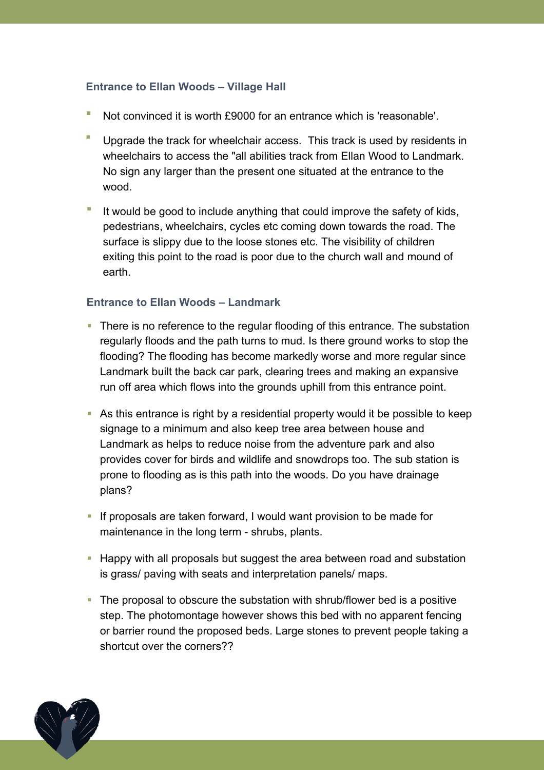### Entrance to Ellan Woods – Village Hall

- Not convinced it is worth £9000 for an entrance which is 'reasonable'.
- Upgrade the track for wheelchair access.  This track is used by residents in wheelchairs to access the "all abilities track from Ellan Wood to Landmark. No sign any larger than the present one situated at the entrance to the wood.
- It would be good to include anything that could improve the safety of kids, pedestrians, wheelchairs, cycles etc coming down towards the road. The surface is slippy due to the loose stones etc. The visibility of children exiting this point to the road is poor due to the church wall and mound of earth.

### Entrance to Ellan Woods – Landmark

- There is no reference to the regular flooding of this entrance. The substation regularly floods and the path turns to mud. Is there ground works to stop the flooding? The flooding has become markedly worse and more regular since Landmark built the back car park, clearing trees and making an expansive run off area which flows into the grounds uphill from this entrance point.
- As this entrance is right by a residential property would it be possible to keep signage to a minimum and also keep tree area between house and Landmark as helps to reduce noise from the adventure park and also provides cover for birds and wildlife and snowdrops too. The sub station is prone to flooding as is this path into the woods. Do you have drainage plans?
- If proposals are taken forward, I would want provision to be made for maintenance in the long term - shrubs, plants.
- Happy with all proposals but suggest the area between road and substation is grass/ paving with seats and interpretation panels/ maps.
- The proposal to obscure the substation with shrub/flower bed is a positive step. The photomontage however shows this bed with no apparent fencing or barrier round the proposed beds. Large stones to prevent people taking a shortcut over the corners??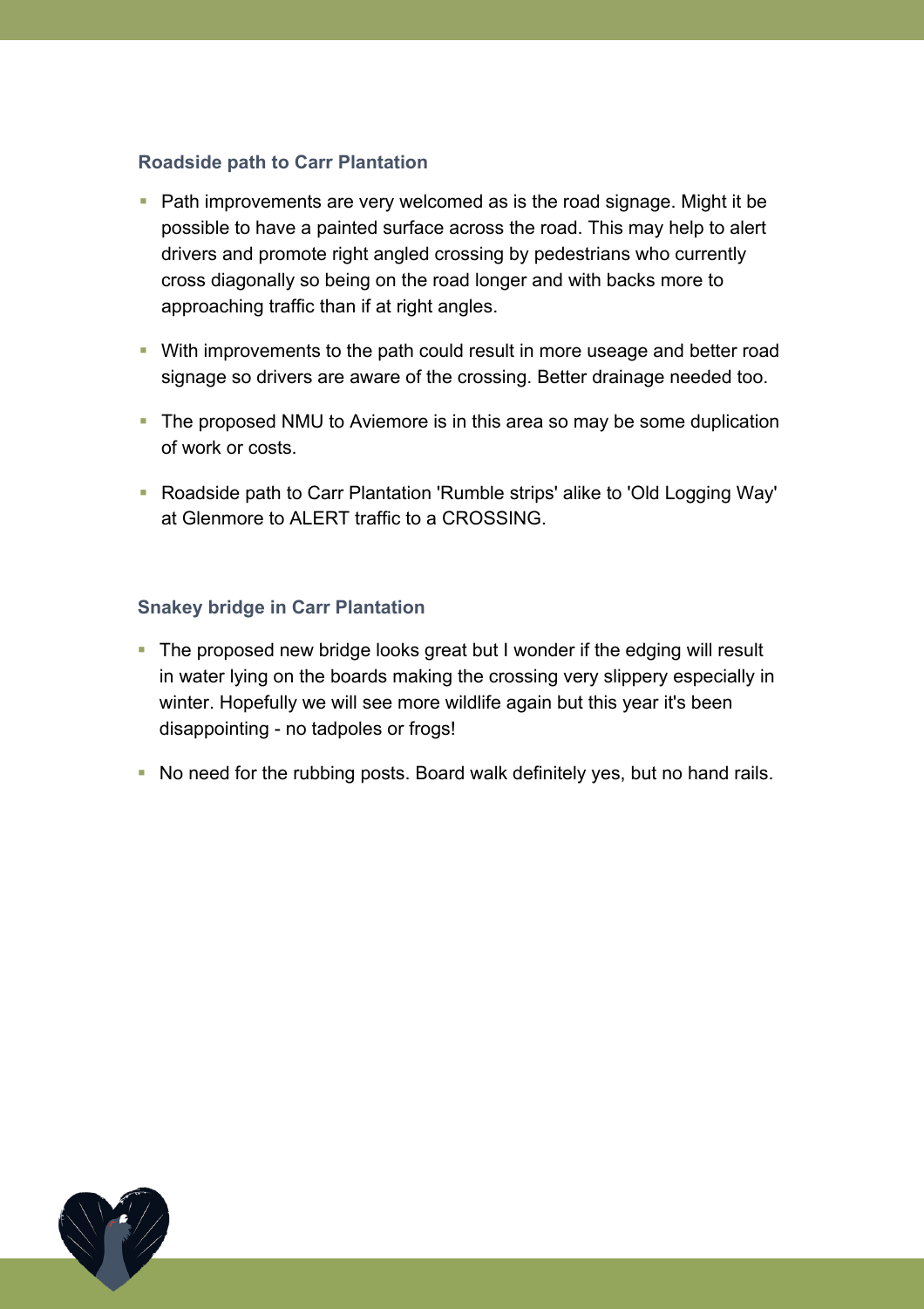### Roadside path to Carr Plantation

- Path improvements are very welcomed as is the road signage. Might it be possible to have a painted surface across the road. This may help to alert drivers and promote right angled crossing by pedestrians who currently cross diagonally so being on the road longer and with backs more to approaching traffic than if at right angles.
- With improvements to the path could result in more useage and better road signage so drivers are aware of the crossing. Better drainage needed too.
- The proposed NMU to Aviemore is in this area so may be some duplication of work or costs.
- Roadside path to Carr Plantation 'Rumble strips' alike to 'Old Logging Way' at Glenmore to ALERT traffic to a CROSSING.

### Snakey bridge in Carr Plantation

- The proposed new bridge looks great but I wonder if the edging will result in water lying on the boards making the crossing very slippery especially in winter. Hopefully we will see more wildlife again but this year it's been disappointing - no tadpoles or frogs!
- No need for the rubbing posts. Board walk definitely yes, but no hand rails.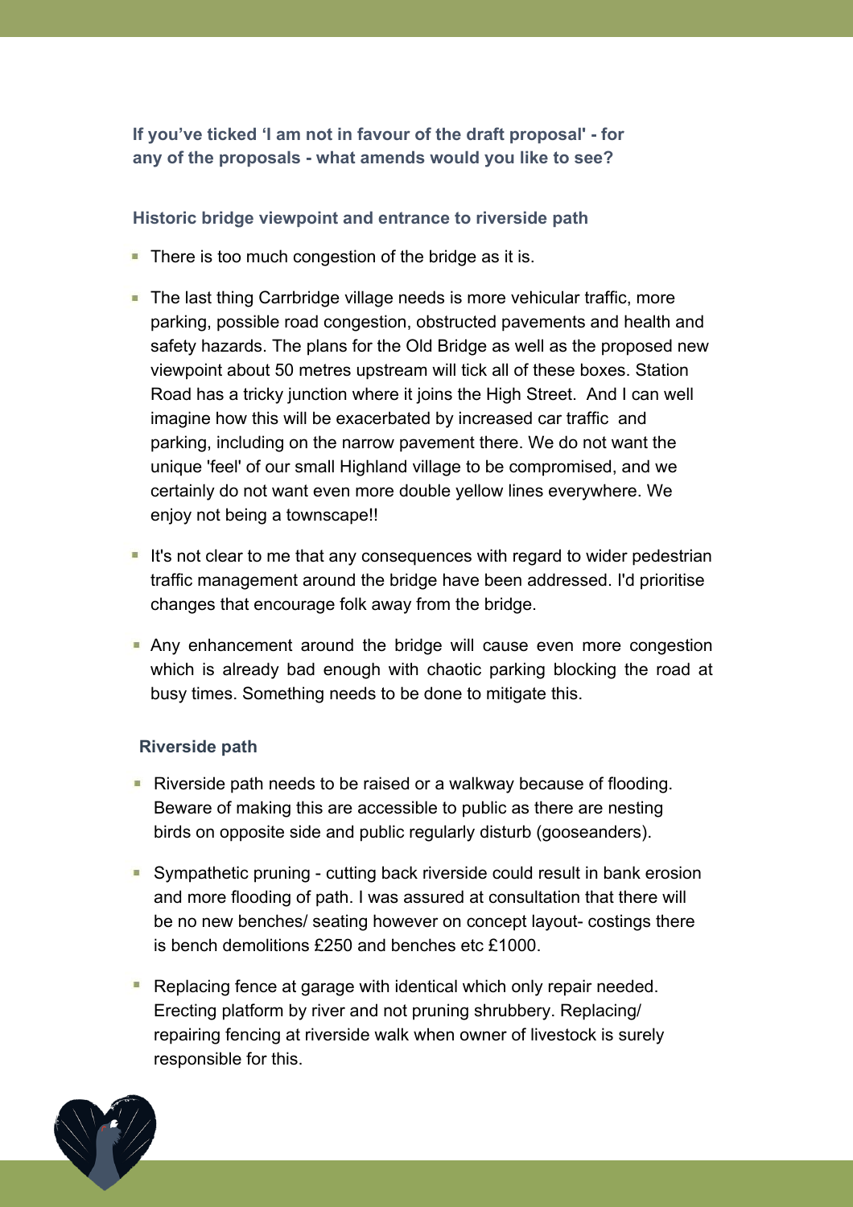**If you've ticked 'I am not in favour of the draft proposal' - for any of the proposals - what amends would you like to see?**

### Historic bridge viewpoint and entrance to riverside path

- There is too much congestion of the bridge as it is.
- The last thing Carrbridge village needs is more vehicular traffic, more parking, possible road congestion, obstructed pavements and health and safety hazards. The plans for the Old Bridge as well as the proposed new viewpoint about 50 metres upstream will tick all of these boxes. Station Road has a tricky junction where it joins the High Street. And I can well imagine how this will be exacerbated by increased car traffic and parking, including on the narrow pavement there. We do not want the unique 'feel' of our small Highland village to be compromised, and we certainly do not want even more double yellow lines everywhere. We enjoy not being a townscape!!
- It's not clear to me that any consequences with regard to wider pedestrian traffic management around the bridge have been addressed. I'd prioritise changes that encourage folk away from the bridge.
- Any enhancement around the bridge will cause even more congestion which is already bad enough with chaotic parking blocking the road at busy times. Something needs to be done to mitigate this.

### Riverside path

- Riverside path needs to be raised or a walkway because of flooding. Beware of making this are accessible to public as there are nesting birds on opposite side and public regularly disturb (gooseanders).
- Sympathetic pruning - cutting back riverside could result in bank erosion and more flooding of path. I was assured at consultation that there will be no new benches/ seating however on concept layout- costings there is bench demolitions £250 and benches etc £1000.
- Replacing fence at garage with identical which only repair needed. Erecting platform by river and not pruning shrubbery. Replacing/ repairing fencing at riverside walk when owner of livestock is surely responsible for this.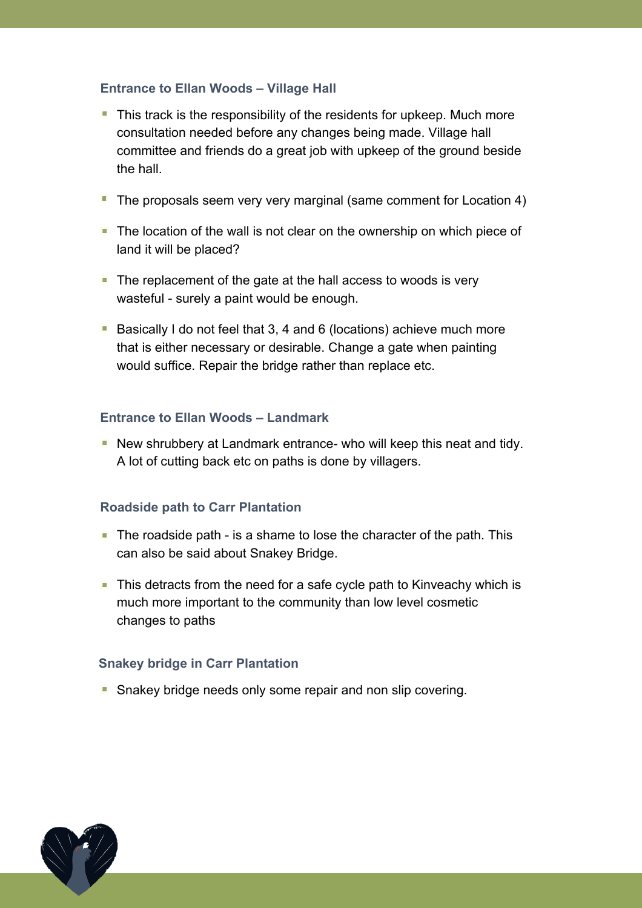### Entrance to Ellan Woods – Village Hall

- This track is the responsibility of the residents for upkeep. Much more consultation needed before any changes being made. Village hall committee and friends do a great job with upkeep of the ground beside the hall.
- The proposals seem very very marginal (same comment for Location 4)
- The location of the wall is not clear on the ownership on which piece of land it will be placed?
- The replacement of the gate at the hall access to woods is very wasteful - surely a paint would be enough.
- Basically I do not feel that 3, 4 and 6 (locations) achieve much more that is either necessary or desirable. Change a gate when painting would suffice. Repair the bridge rather than replace etc.

### Entrance to Ellan Woods – Landmark

- New shrubbery at Landmark entrance- who will keep this neat and tidy. A lot of cutting back etc on paths is done by villagers.

### Roadside path to Carr Plantation

- The roadside path - is a shame to lose the character of the path. This can also be said about Snakey Bridge.
- This detracts from the need for a safe cycle path to Kinveachy which is much more important to the community than low level cosmetic changes to paths

### Snakey bridge in Carr Plantation

- Snakey bridge needs only some repair and non slip covering.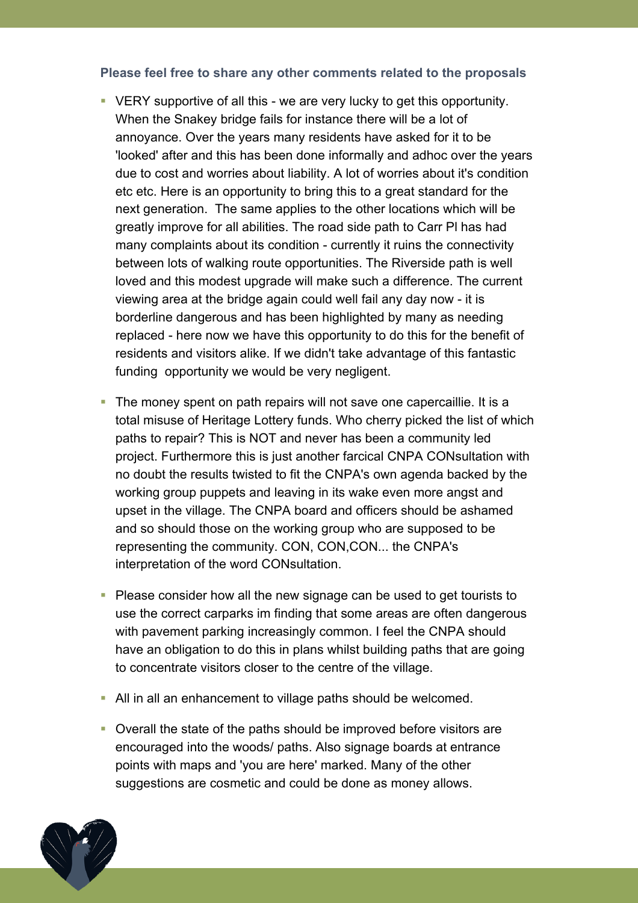**Please feel free to share any other comments related to the proposals**

- VERY supportive of all this - we are very lucky to get this opportunity. When the Snakey bridge fails for instance there will be a lot of annoyance. Over the years many residents have asked for it to be 'looked' after and this has been done informally and adhoc over the years due to cost and worries about liability. A lot of worries about it's condition etc etc. Here is an opportunity to bring this to a great standard for the next generation. The same applies to the other locations which will be greatly improve for all abilities. The road side path to Carr Pl has had many complaints about its condition - currently it ruins the connectivity between lots of walking route opportunities. The Riverside path is well loved and this modest upgrade will make such a difference. The current viewing area at the bridge again could well fail any day now - it is borderline dangerous and has been highlighted by many as needing replaced - here now we have this opportunity to do this for the benefit of residents and visitors alike. If we didn't take advantage of this fantastic funding opportunity we would be very negligent.
- The money spent on path repairs will not save one capercaillie. It is a total misuse of Heritage Lottery funds. Who cherry picked the list of which paths to repair? This is NOT and never has been a community led project. Furthermore this is just another farcical CNPA CONsultation with no doubt the results twisted to fit the CNPA's own agenda backed by the working group puppets and leaving in its wake even more angst and upset in the village. The CNPA board and officers should be ashamed and so should those on the working group who are supposed to be representing the community. CON, CON,CON... the CNPA's interpretation of the word CONsultation.
- Please consider how all the new signage can be used to get tourists to use the correct carparks im finding that some areas are often dangerous with pavement parking increasingly common. I feel the CNPA should have an obligation to do this in plans whilst building paths that are going to concentrate visitors closer to the centre of the village.
- All in all an enhancement to village paths should be welcomed.
- Overall the state of the paths should be improved before visitors are encouraged into the woods/ paths. Also signage boards at entrance points with maps and 'you are here' marked. Many of the other suggestions are cosmetic and could be done as money allows.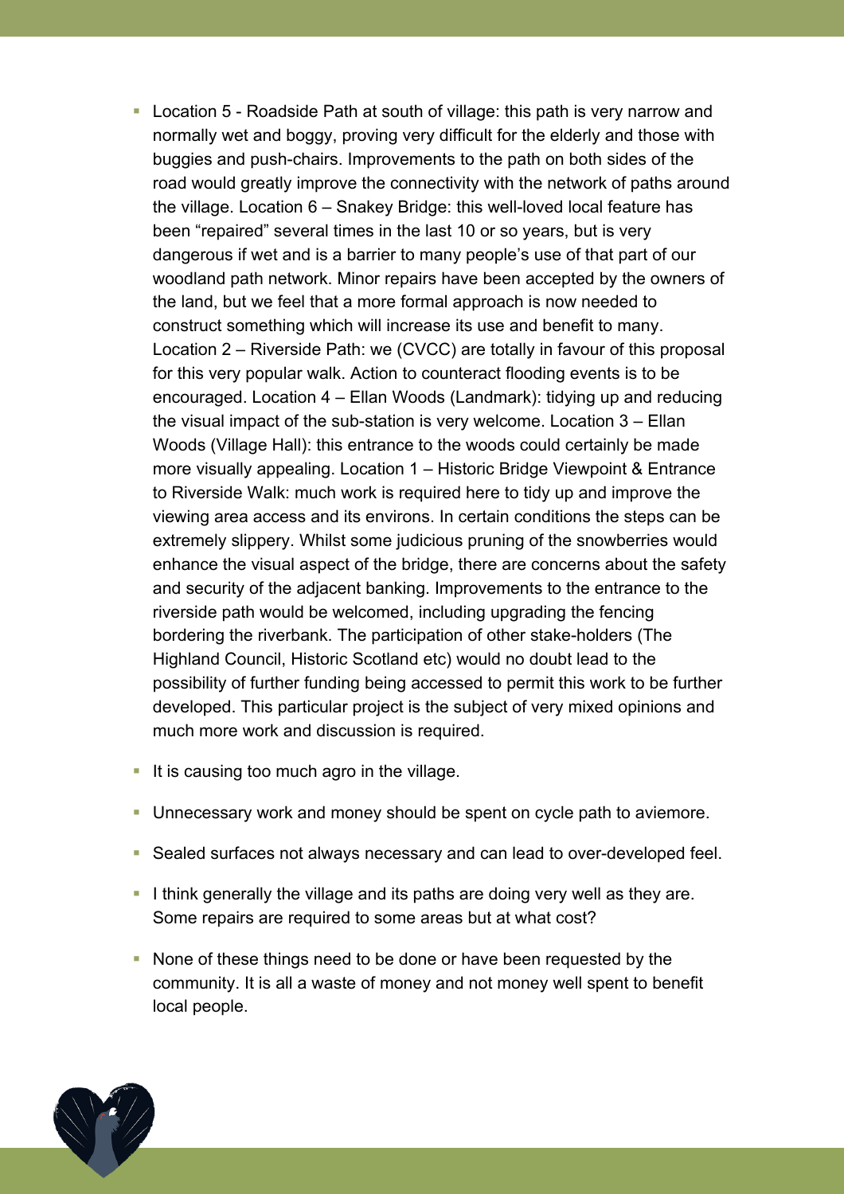- Location 5 - Roadside Path at south of village: this path is very narrow and normally wet and boggy, proving very difficult for the elderly and those with buggies and push-chairs. Improvements to the path on both sides of the road would greatly improve the connectivity with the network of paths around the village. Location 6 – Snakey Bridge: this well-loved local feature has been "repaired" several times in the last 10 or so years, but is very dangerous if wet and is a barrier to many people's use of that part of our woodland path network. Minor repairs have been accepted by the owners of the land, but we feel that a more formal approach is now needed to construct something which will increase its use and benefit to many. Location 2 – Riverside Path: we (CVCC) are totally in favour of this proposal for this very popular walk. Action to counteract flooding events is to be encouraged. Location 4 – Ellan Woods (Landmark): tidying up and reducing the visual impact of the sub-station is very welcome. Location 3 – Ellan Woods (Village Hall): this entrance to the woods could certainly be made more visually appealing. Location 1 – Historic Bridge Viewpoint & Entrance to Riverside Walk: much work is required here to tidy up and improve the viewing area access and its environs. In certain conditions the steps can be extremely slippery. Whilst some judicious pruning of the snowberries would enhance the visual aspect of the bridge, there are concerns about the safety and security of the adjacent banking. Improvements to the entrance to the riverside path would be welcomed, including upgrading the fencing bordering the riverbank. The participation of other stake-holders (The Highland Council, Historic Scotland etc) would no doubt lead to the possibility of further funding being accessed to permit this work to be further developed. This particular project is the subject of very mixed opinions and much more work and discussion is required.
- It is causing too much agro in the village.
- Unnecessary work and money should be spent on cycle path to aviemore.
- Sealed surfaces not always necessary and can lead to over-developed feel.
- I think generally the village and its paths are doing very well as they are. Some repairs are required to some areas but at what cost?
- None of these things need to be done or have been requested by the community. It is all a waste of money and not money well spent to benefit local people.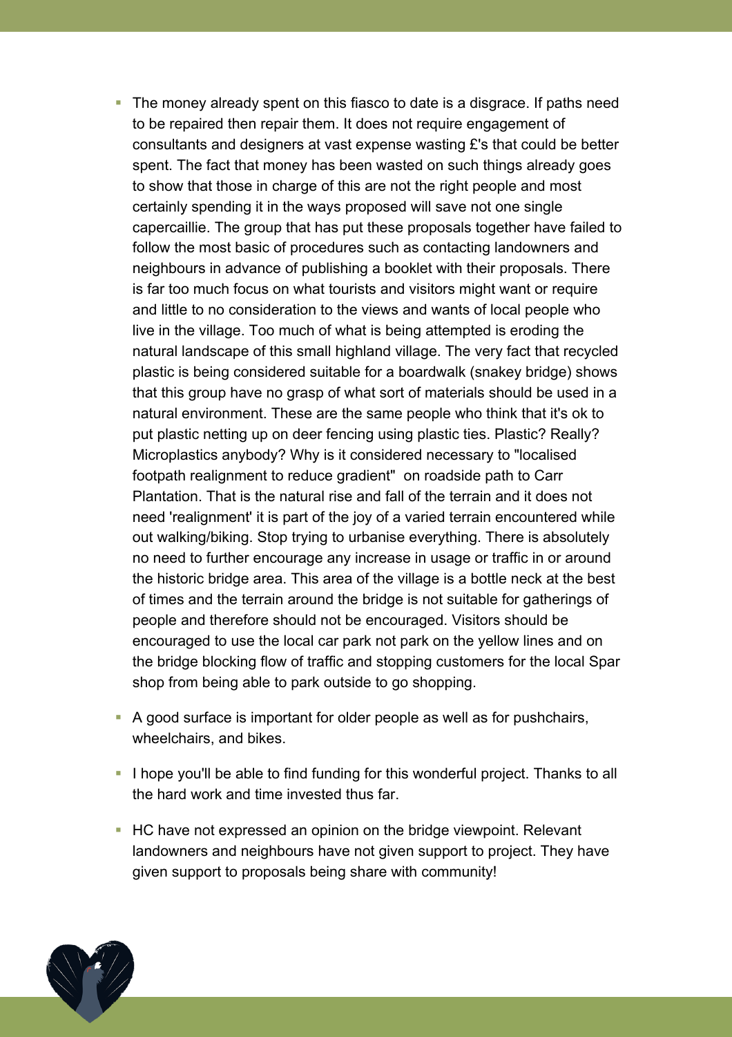- The money already spent on this fiasco to date is a disgrace. If paths need to be repaired then repair them. It does not require engagement of consultants and designers at vast expense wasting £'s that could be better spent. The fact that money has been wasted on such things already goes to show that those in charge of this are not the right people and most certainly spending it in the ways proposed will save not one single capercaillie. The group that has put these proposals together have failed to follow the most basic of procedures such as contacting landowners and neighbours in advance of publishing a booklet with their proposals. There is far too much focus on what tourists and visitors might want or require and little to no consideration to the views and wants of local people who live in the village. Too much of what is being attempted is eroding the natural landscape of this small highland village. The very fact that recycled plastic is being considered suitable for a boardwalk (snakey bridge) shows that this group have no grasp of what sort of materials should be used in a natural environment. These are the same people who think that it's ok to put plastic netting up on deer fencing using plastic ties. Plastic? Really? Microplastics anybody? Why is it considered necessary to "localised footpath realignment to reduce gradient" on roadside path to Carr Plantation. That is the natural rise and fall of the terrain and it does not need 'realignment' it is part of the joy of a varied terrain encountered while out walking/biking. Stop trying to urbanise everything. There is absolutely no need to further encourage any increase in usage or traffic in or around the historic bridge area. This area of the village is a bottle neck at the best of times and the terrain around the bridge is not suitable for gatherings of people and therefore should not be encouraged. Visitors should be encouraged to use the local car park not park on the yellow lines and on the bridge blocking flow of traffic and stopping customers for the local Spar shop from being able to park outside to go shopping.
- A good surface is important for older people as well as for pushchairs, wheelchairs, and bikes.
- I hope you'll be able to find funding for this wonderful project. Thanks to all the hard work and time invested thus far.
- HC have not expressed an opinion on the bridge viewpoint. Relevant landowners and neighbours have not given support to project. They have given support to proposals being share with community!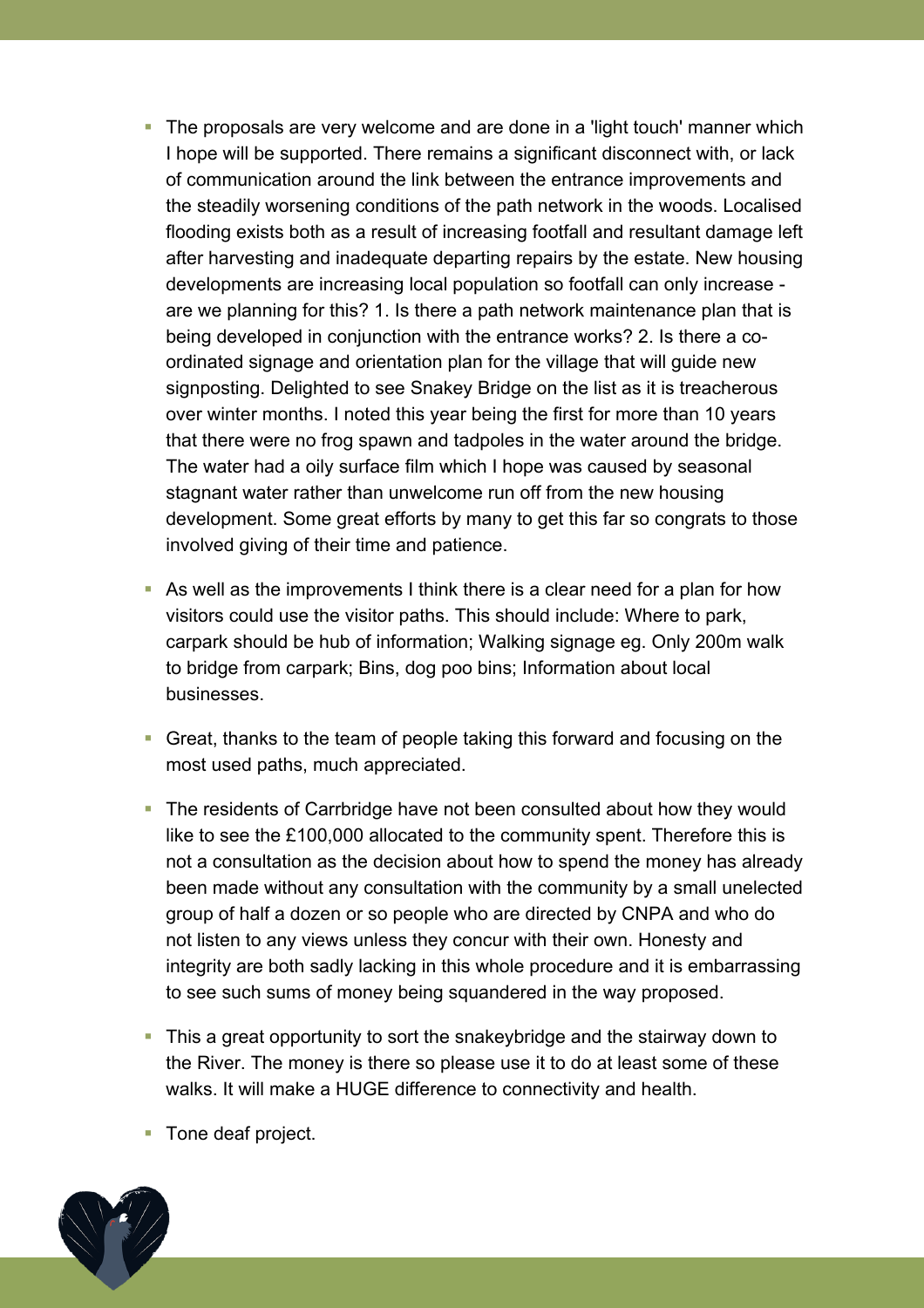- The proposals are very welcome and are done in a 'light touch' manner which I hope will be supported. There remains a significant disconnect with, or lack of communication around the link between the entrance improvements and the steadily worsening conditions of the path network in the woods. Localised flooding exists both as a result of increasing footfall and resultant damage left after harvesting and inadequate departing repairs by the estate. New housing developments are increasing local population so footfall can only increase - are we planning for this? 1. Is there a path network maintenance plan that is being developed in conjunction with the entrance works? 2. Is there a co-ordinated signage and orientation plan for the village that will guide new signposting. Delighted to see Snakey Bridge on the list as it is treacherous over winter months. I noted this year being the first for more than 10 years that there were no frog spawn and tadpoles in the water around the bridge. The water had a oily surface film which I hope was caused by seasonal stagnant water rather than unwelcome run off from the new housing development. Some great efforts by many to get this far so congrats to those involved giving of their time and patience.

- As well as the improvements I think there is a clear need for a plan for how visitors could use the visitor paths. This should include: Where to park, carpark should be hub of information; Walking signage eg. Only 200m walk to bridge from carpark; Bins, dog poo bins; Information about local businesses.

- Great, thanks to the team of people taking this forward and focusing on the most used paths, much appreciated.

- The residents of Carrbridge have not been consulted about how they would like to see the £100,000 allocated to the community spent. Therefore this is not a consultation as the decision about how to spend the money has already been made without any consultation with the community by a small unelected group of half a dozen or so people who are directed by CNPA and who do not listen to any views unless they concur with their own. Honesty and integrity are both sadly lacking in this whole procedure and it is embarrassing to see such sums of money being squandered in the way proposed.

- This a great opportunity to sort the snakeybridge and the stairway down to the River. The money is there so please use it to do at least some of these walks. It will make a HUGE difference to connectivity and health.

- Tone deaf project.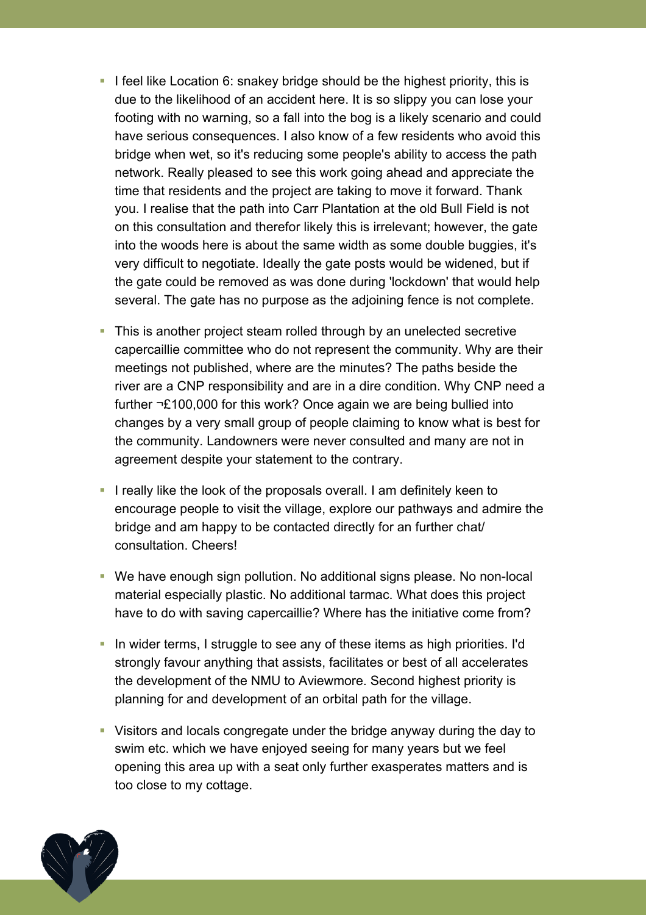- I feel like Location 6: snakey bridge should be the highest priority, this is due to the likelihood of an accident here. It is so slippy you can lose your footing with no warning, so a fall into the bog is a likely scenario and could have serious consequences. I also know of a few residents who avoid this bridge when wet, so it's reducing some people's ability to access the path network. Really pleased to see this work going ahead and appreciate the time that residents and the project are taking to move it forward. Thank you. I realise that the path into Carr Plantation at the old Bull Field is not on this consultation and therefor likely this is irrelevant; however, the gate into the woods here is about the same width as some double buggies, it's very difficult to negotiate. Ideally the gate posts would be widened, but if the gate could be removed as was done during 'lockdown' that would help several. The gate has no purpose as the adjoining fence is not complete.
- This is another project steam rolled through by an unelected secretive capercaillie committee who do not represent the community. Why are their meetings not published, where are the minutes? The paths beside the river are a CNP responsibility and are in a dire condition. Why CNP need a further ¬£100,000 for this work? Once again we are being bullied into changes by a very small group of people claiming to know what is best for the community. Landowners were never consulted and many are not in agreement despite your statement to the contrary.
- I really like the look of the proposals overall. I am definitely keen to encourage people to visit the village, explore our pathways and admire the bridge and am happy to be contacted directly for an further chat/ consultation. Cheers!
- We have enough sign pollution. No additional signs please. No non-local material especially plastic. No additional tarmac. What does this project have to do with saving capercaillie? Where has the initiative come from?
- In wider terms, I struggle to see any of these items as high priorities. I'd strongly favour anything that assists, facilitates or best of all accelerates the development of the NMU to Aviewmore. Second highest priority is planning for and development of an orbital path for the village.
- Visitors and locals congregate under the bridge anyway during the day to swim etc. which we have enjoyed seeing for many years but we feel opening this area up with a seat only further exasperates matters and is too close to my cottage.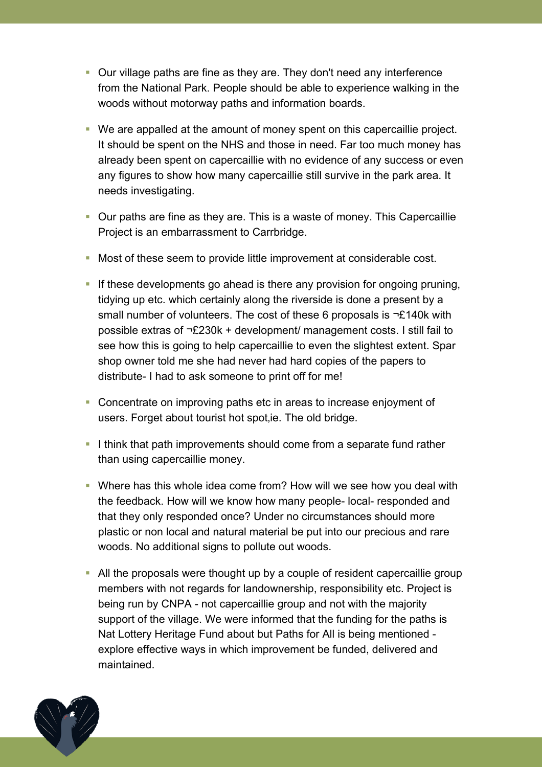- Our village paths are fine as they are. They don't need any interference from the National Park. People should be able to experience walking in the woods without motorway paths and information boards.
- We are appalled at the amount of money spent on this capercaillie project. It should be spent on the NHS and those in need. Far too much money has already been spent on capercaillie with no evidence of any success or even any figures to show how many capercaillie still survive in the park area. It needs investigating.
- Our paths are fine as they are. This is a waste of money. This Capercaillie Project is an embarrassment to Carrbridge.
- Most of these seem to provide little improvement at considerable cost.
- If these developments go ahead is there any provision for ongoing pruning, tidying up etc. which certainly along the riverside is done a present by a small number of volunteers. The cost of these 6 proposals is ¬£140k with possible extras of ¬£230k + development/ management costs. I still fail to see how this is going to help capercaillie to even the slightest extent. Spar shop owner told me she had never had hard copies of the papers to distribute- I had to ask someone to print off for me!
- Concentrate on improving paths etc in areas to increase enjoyment of users. Forget about tourist hot spot,ie. The old bridge.
- I think that path improvements should come from a separate fund rather than using capercaillie money.
- Where has this whole idea come from? How will we see how you deal with the feedback. How will we know how many people- local- responded and that they only responded once? Under no circumstances should more plastic or non local and natural material be put into our precious and rare woods. No additional signs to pollute out woods.
- All the proposals were thought up by a couple of resident capercaillie group members with not regards for landownership, responsibility etc. Project is being run by CNPA - not capercaillie group and not with the majority support of the village. We were informed that the funding for the paths is Nat Lottery Heritage Fund about but Paths for All is being mentioned - explore effective ways in which improvement be funded, delivered and maintained.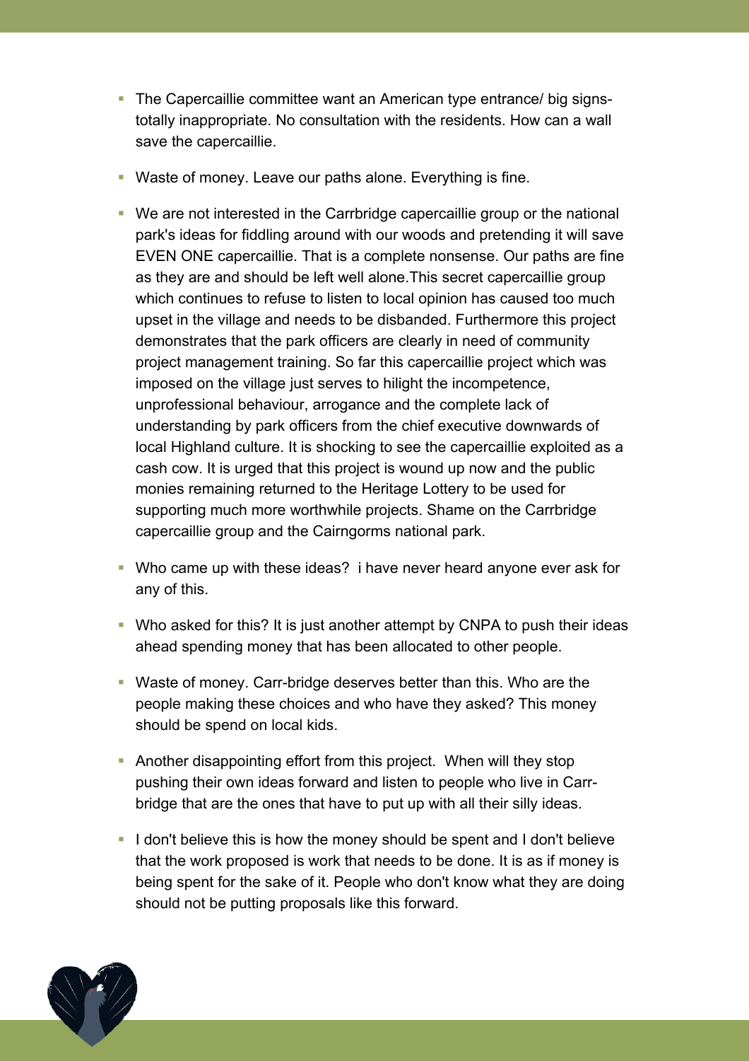- The Capercaillie committee want an American type entrance/ big signs- totally inappropriate. No consultation with the residents. How can a wall save the capercaillie.

- Waste of money. Leave our paths alone. Everything is fine.

- We are not interested in the Carrbridge capercaillie group or the national park's ideas for fiddling around with our woods and pretending it will save EVEN ONE capercaillie. That is a complete nonsense. Our paths are fine as they are and should be left well alone.This secret capercaillie group which continues to refuse to listen to local opinion has caused too much upset in the village and needs to be disbanded. Furthermore this project demonstrates that the park officers are clearly in need of community project management training. So far this capercaillie project which was imposed on the village just serves to hilight the incompetence, unprofessional behaviour, arrogance and the complete lack of understanding by park officers from the chief executive downwards of local Highland culture. It is shocking to see the capercaillie exploited as a cash cow. It is urged that this project is wound up now and the public monies remaining returned to the Heritage Lottery to be used for supporting much more worthwhile projects. Shame on the Carrbridge capercaillie group and the Cairngorms national park.

- Who came up with these ideas? i have never heard anyone ever ask for any of this.

- Who asked for this? It is just another attempt by CNPA to push their ideas ahead spending money that has been allocated to other people.

- Waste of money. Carr-bridge deserves better than this. Who are the people making these choices and who have they asked? This money should be spend on local kids.

- Another disappointing effort from this project. When will they stop pushing their own ideas forward and listen to people who live in Carr-bridge that are the ones that have to put up with all their silly ideas.

- I don't believe this is how the money should be spent and I don't believe that the work proposed is work that needs to be done. It is as if money is being spent for the sake of it. People who don't know what they are doing should not be putting proposals like this forward.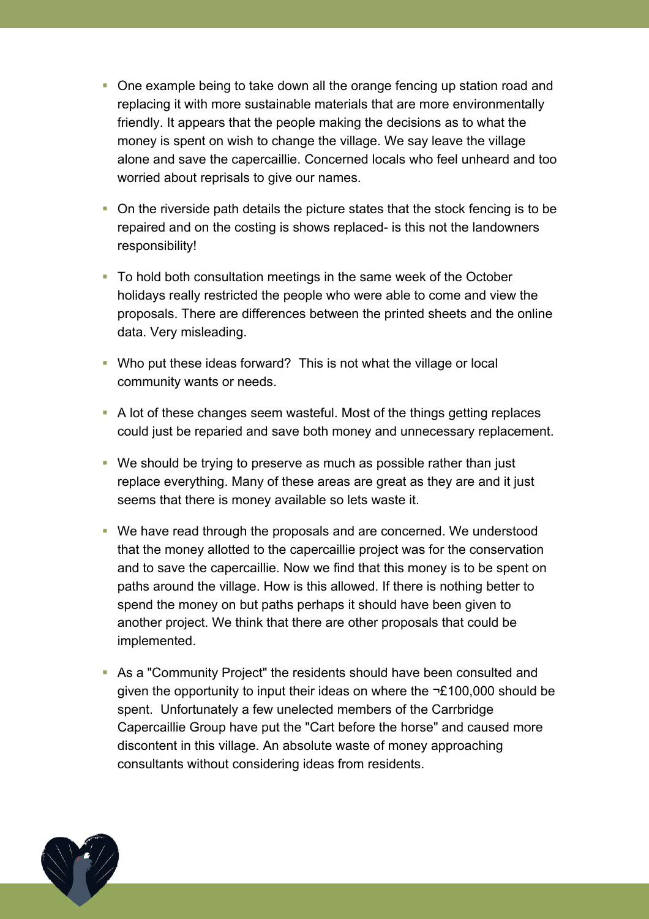- One example being to take down all the orange fencing up station road and replacing it with more sustainable materials that are more environmentally friendly. It appears that the people making the decisions as to what the money is spent on wish to change the village. We say leave the village alone and save the capercaillie. Concerned locals who feel unheard and too worried about reprisals to give our names.

- On the riverside path details the picture states that the stock fencing is to be repaired and on the costing is shows replaced- is this not the landowners responsibility!

- To hold both consultation meetings in the same week of the October holidays really restricted the people who were able to come and view the proposals. There are differences between the printed sheets and the online data. Very misleading.

- Who put these ideas forward?  This is not what the village or local community wants or needs.

- A lot of these changes seem wasteful. Most of the things getting replaces could just be reparied and save both money and unnecessary replacement.

- We should be trying to preserve as much as possible rather than just replace everything. Many of these areas are great as they are and it just seems that there is money available so lets waste it.

- We have read through the proposals and are concerned. We understood that the money allotted to the capercaillie project was for the conservation and to save the capercaillie. Now we find that this money is to be spent on paths around the village. How is this allowed. If there is nothing better to spend the money on but paths perhaps it should have been given to another project. We think that there are other proposals that could be implemented.

- As a "Community Project" the residents should have been consulted and given the opportunity to input their ideas on where the ¬£100,000 should be spent.  Unfortunately a few unelected members of the Carrbridge Capercaillie Group have put the "Cart before the horse" and caused more discontent in this village. An absolute waste of money approaching consultants without considering ideas from residents.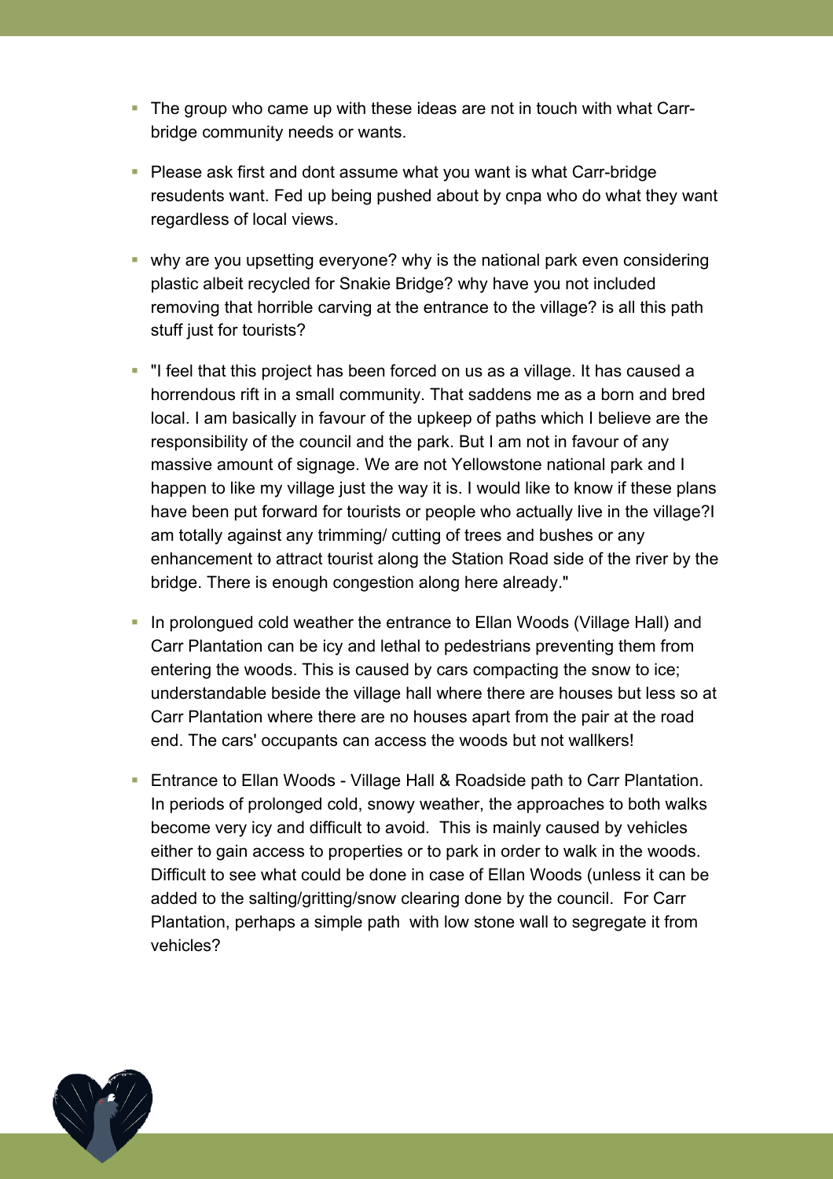- The group who came up with these ideas are not in touch with what Carr-bridge community needs or wants.

- Please ask first and dont assume what you want is what Carr-bridge resudents want. Fed up being pushed about by cnpa who do what they want regardless of local views.

- why are you upsetting everyone? why is the national park even considering plastic albeit recycled for Snakie Bridge? why have you not included removing that horrible carving at the entrance to the village? is all this path stuff just for tourists?

- "I feel that this project has been forced on us as a village. It has caused a horrendous rift in a small community. That saddens me as a born and bred local. I am basically in favour of the upkeep of paths which I believe are the responsibility of the council and the park. But I am not in favour of any massive amount of signage. We are not Yellowstone national park and I happen to like my village just the way it is. I would like to know if these plans have been put forward for tourists or people who actually live in the village?I am totally against any trimming/ cutting of trees and bushes or any enhancement to attract tourist along the Station Road side of the river by the bridge. There is enough congestion along here already."

- In prolongued cold weather the entrance to Ellan Woods (Village Hall) and Carr Plantation can be icy and lethal to pedestrians preventing them from entering the woods. This is caused by cars compacting the snow to ice; understandable beside the village hall where there are houses but less so at Carr Plantation where there are no houses apart from the pair at the road end. The cars' occupants can access the woods but not wallkers!

- Entrance to Ellan Woods - Village Hall & Roadside path to Carr Plantation. In periods of prolonged cold, snowy weather, the approaches to both walks become very icy and difficult to avoid. This is mainly caused by vehicles either to gain access to properties or to park in order to walk in the woods. Difficult to see what could be done in case of Ellan Woods (unless it can be added to the salting/gritting/snow clearing done by the council. For Carr Plantation, perhaps a simple path with low stone wall to segregate it from vehicles?